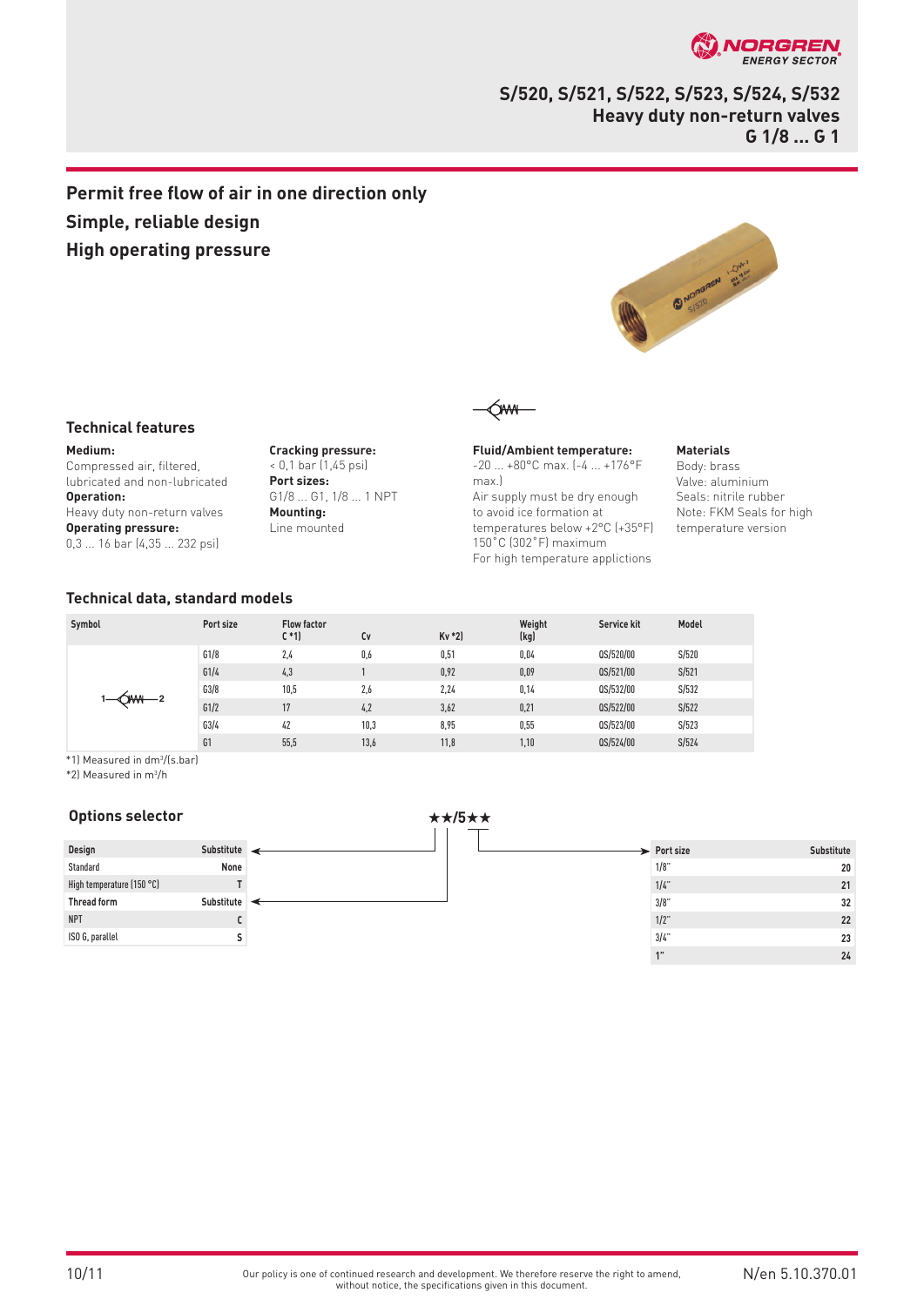# S/520, S/521, S/522, S/523, S/524, S/532
## Heavy duty non-return valves
## G 1/8 ... G 1

**Permit free flow of air in one direction only**

**Simple, reliable design**

**High operating pressure**

### Technical features

**Medium:**
Compressed air, filtered, lubricated and non-lubricated

**Operation:**
Heavy duty non-return valves

**Operating pressure:**
0,3 ... 16 bar (4,35 ... 232 psi)

**Cracking pressure:**
< 0,1 bar (1,45 psi)

**Port sizes:**
G1/8 ... G1, 1/8 ... 1 NPT

**Mounting:**
Line mounted

**Fluid/Ambient temperature:**
-20 ... +80°C max. (-4 ... +176°F max.)
Air supply must be dry enough to avoid ice formation at temperatures below +2°C (+35°F)
150°C (302°F) maximum
For high temperature applictions

**Materials**
Body: brass
Valve: aluminium
Seals: nitrile rubber
Note: FKM Seals for high temperature version

### Technical data, standard models

| Symbol | Port size | Flow factor C *1) | Cv | Kv *2) | Weight (kg) | Service kit | Model |
|---|---|---|---|---|---|---|---|
| 1—◇WW—2 | G1/8 | 2,4 | 0,6 | 0,51 | 0,04 | QS/520/00 | S/520 |
| | G1/4 | 4,3 | 1 | 0,92 | 0,09 | QS/521/00 | S/521 |
| | G3/8 | 10,5 | 2,6 | 2,24 | 0,14 | QS/532/00 | S/532 |
| | G1/2 | 17 | 4,2 | 3,62 | 0,21 | QS/522/00 | S/522 |
| | G3/4 | 42 | 10,3 | 8,95 | 0,55 | QS/523/00 | S/523 |
| | G1 | 55,5 | 13,6 | 11,8 | 1,10 | QS/524/00 | S/524 |

*1) Measured in dm³/(s.bar)
*2) Measured in m³/h

### Options selector

★★/5★★

| Design | Substitute |
|---|---|
| Standard | None |
| High temperature (150 °C) | T |

| Thread form | Substitute |
|---|---|
| NPT | C |
| ISO G, parallel | S |

| Port size | Substitute |
|---|---|
| 1/8" | 20 |
| 1/4" | 21 |
| 3/8" | 32 |
| 1/2" | 22 |
| 3/4" | 23 |
| 1" | 24 |

Our policy is one of continued research and development. We therefore reserve the right to amend, without notice, the specifications given in this document.

N/en 5.10.370.01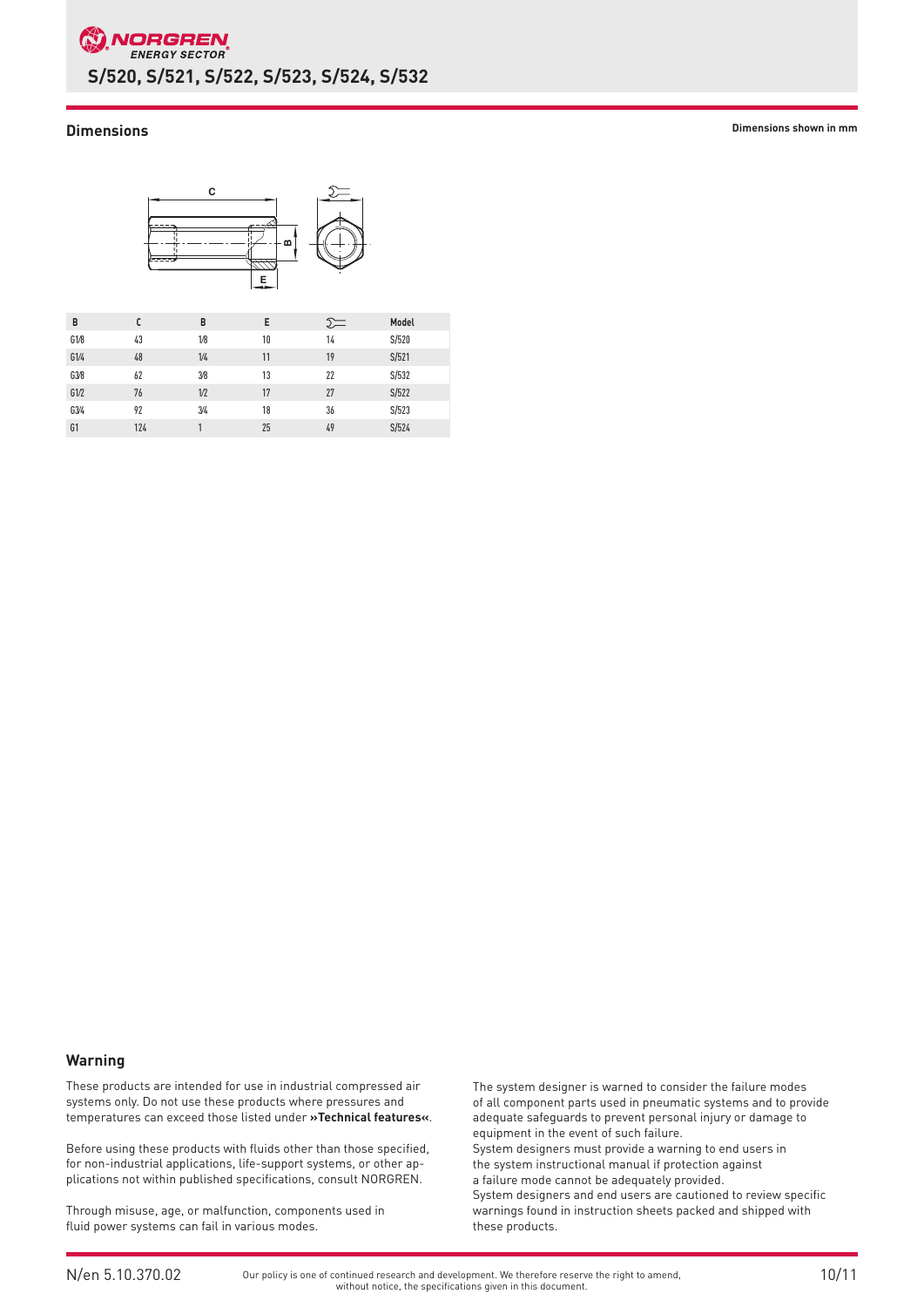## Dimensions

Dimensions shown in mm

C

B

E

| B | C | B | E | ⌴ | Model |
|---|---|---|---|---|---|
| G1/8 | 43 | 1/8 | 10 | 14 | S/520 |
| G1/4 | 48 | 1/4 | 11 | 19 | S/521 |
| G3/8 | 62 | 3/8 | 13 | 22 | S/532 |
| G1/2 | 76 | 1/2 | 17 | 27 | S/522 |
| G3/4 | 92 | 3/4 | 18 | 36 | S/523 |
| G1 | 124 | 1 | 25 | 49 | S/524 |

## Warning

These products are intended for use in industrial compressed air systems only. Do not use these products where pressures and temperatures can exceed those listed under **»Technical features«**.

Before using these products with fluids other than those specified, for non-industrial applications, life-support systems, or other applications not within published specifications, consult NORGREN.

Through misuse, age, or malfunction, components used in fluid power systems can fail in various modes.

The system designer is warned to consider the failure modes of all component parts used in pneumatic systems and to provide adequate safeguards to prevent personal injury or damage to equipment in the event of such failure.
System designers must provide a warning to end users in the system instructional manual if protection against a failure mode cannot be adequately provided.
System designers and end users are cautioned to review specific warnings found in instruction sheets packed and shipped with these products.

Our policy is one of continued research and development. We therefore reserve the right to amend, without notice, the specifications given in this document.